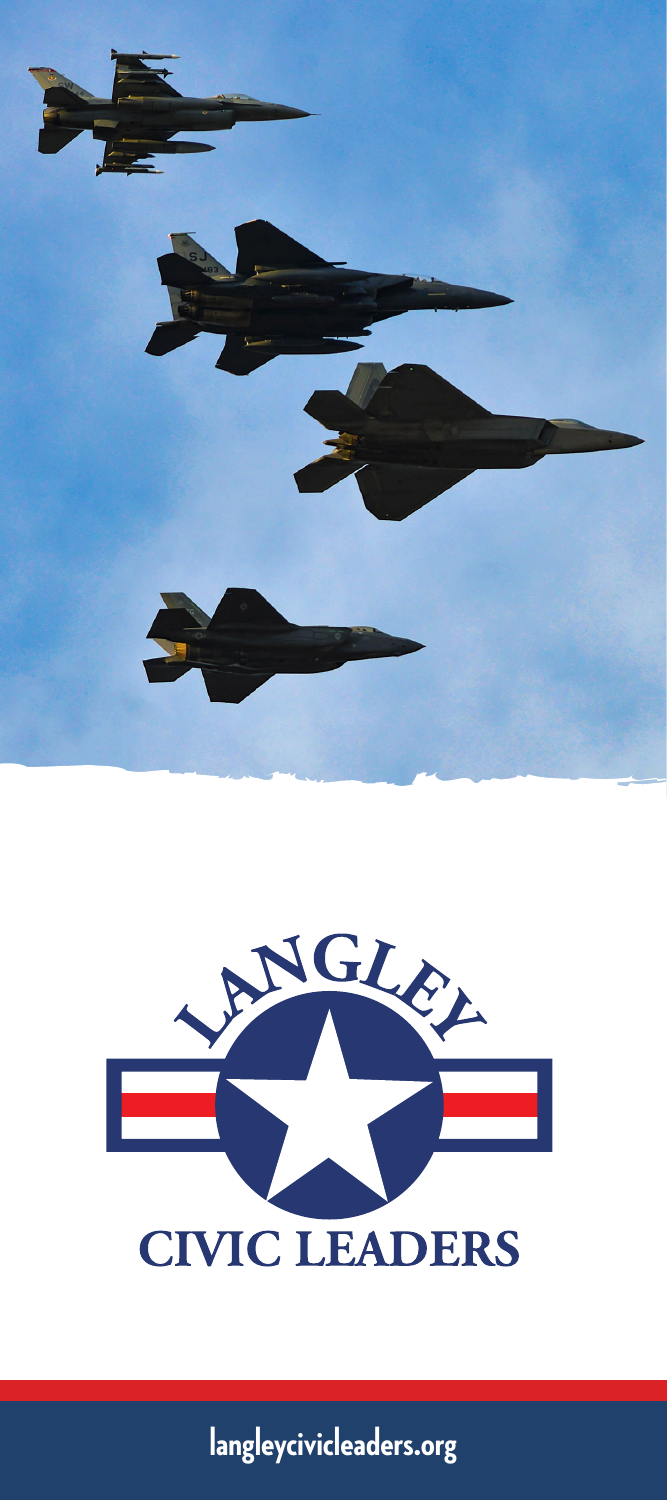# LANGLEY CIVIC LEADERS

langleycivicleaders.org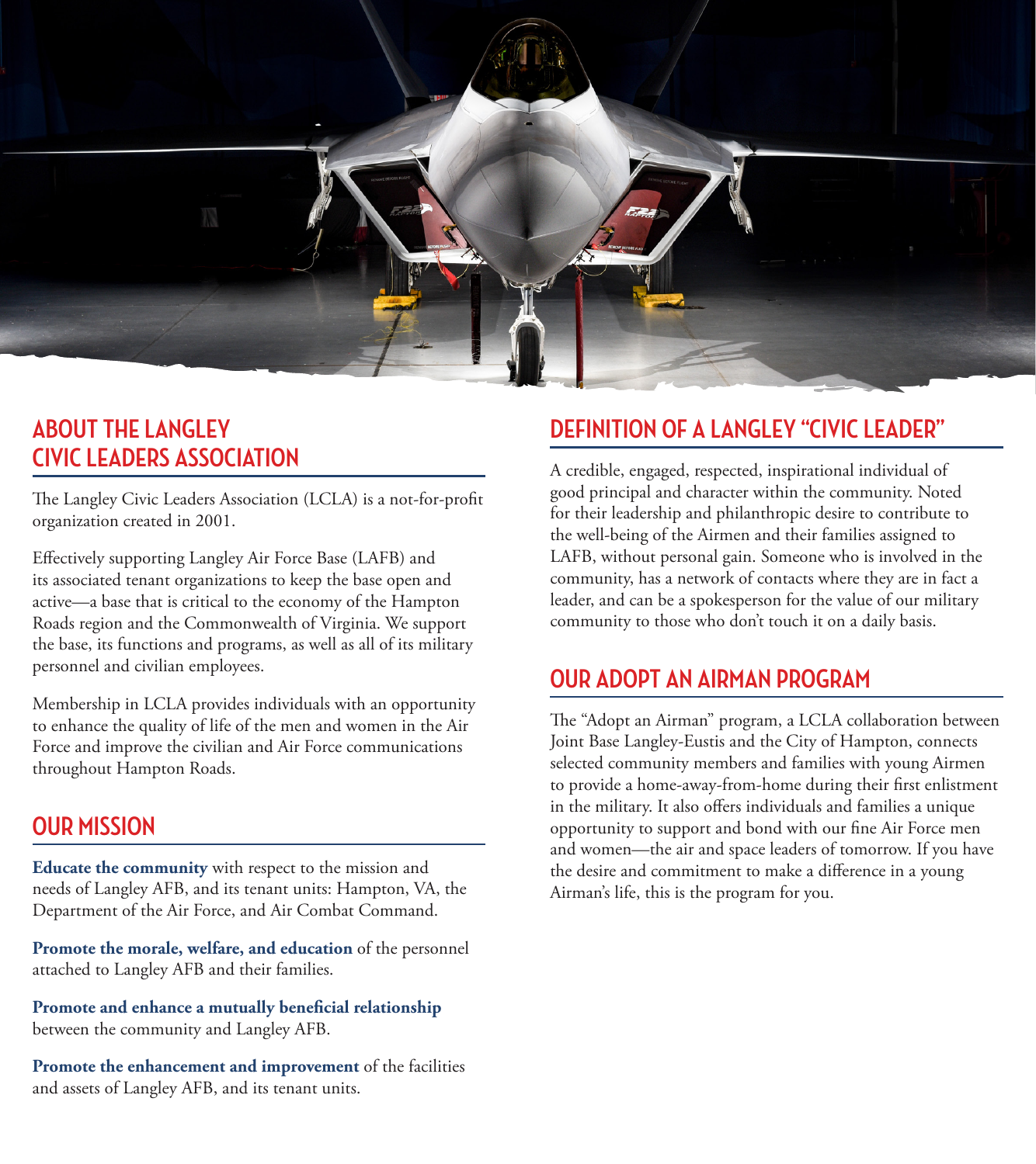## ABOUT THE LANGLEY CIVIC LEADERS ASSOCIATION

The Langley Civic Leaders Association (LCLA) is a not-for-profit organization created in 2001.

Effectively supporting Langley Air Force Base (LAFB) and its associated tenant organizations to keep the base open and active—a base that is critical to the economy of the Hampton Roads region and the Commonwealth of Virginia. We support the base, its functions and programs, as well as all of its military personnel and civilian employees.

Membership in LCLA provides individuals with an opportunity to enhance the quality of life of the men and women in the Air Force and improve the civilian and Air Force communications throughout Hampton Roads.

## OUR MISSION

**Educate the community** with respect to the mission and needs of Langley AFB, and its tenant units: Hampton, VA, the Department of the Air Force, and Air Combat Command.

**Promote the morale, welfare, and education** of the personnel attached to Langley AFB and their families.

**Promote and enhance a mutually beneficial relationship** between the community and Langley AFB.

**Promote the enhancement and improvement** of the facilities and assets of Langley AFB, and its tenant units.

## DEFINITION OF A LANGLEY "CIVIC LEADER"

A credible, engaged, respected, inspirational individual of good principal and character within the community. Noted for their leadership and philanthropic desire to contribute to the well-being of the Airmen and their families assigned to LAFB, without personal gain. Someone who is involved in the community, has a network of contacts where they are in fact a leader, and can be a spokesperson for the value of our military community to those who don't touch it on a daily basis.

## OUR ADOPT AN AIRMAN PROGRAM

The "Adopt an Airman" program, a LCLA collaboration between Joint Base Langley-Eustis and the City of Hampton, connects selected community members and families with young Airmen to provide a home-away-from-home during their first enlistment in the military. It also offers individuals and families a unique opportunity to support and bond with our fine Air Force men and women—the air and space leaders of tomorrow. If you have the desire and commitment to make a difference in a young Airman's life, this is the program for you.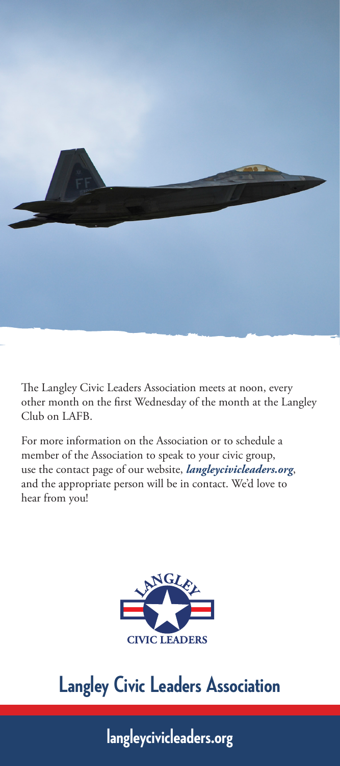The Langley Civic Leaders Association meets at noon, every other month on the first Wednesday of the month at the Langley Club on LAFB.

For more information on the Association or to schedule a member of the Association to speak to your civic group, use the contact page of our website, ***langleycivicleaders.org***, and the appropriate person will be in contact. We'd love to hear from you!

LANGLEY
CIVIC LEADERS

# Langley Civic Leaders Association

**langleycivicleaders.org**